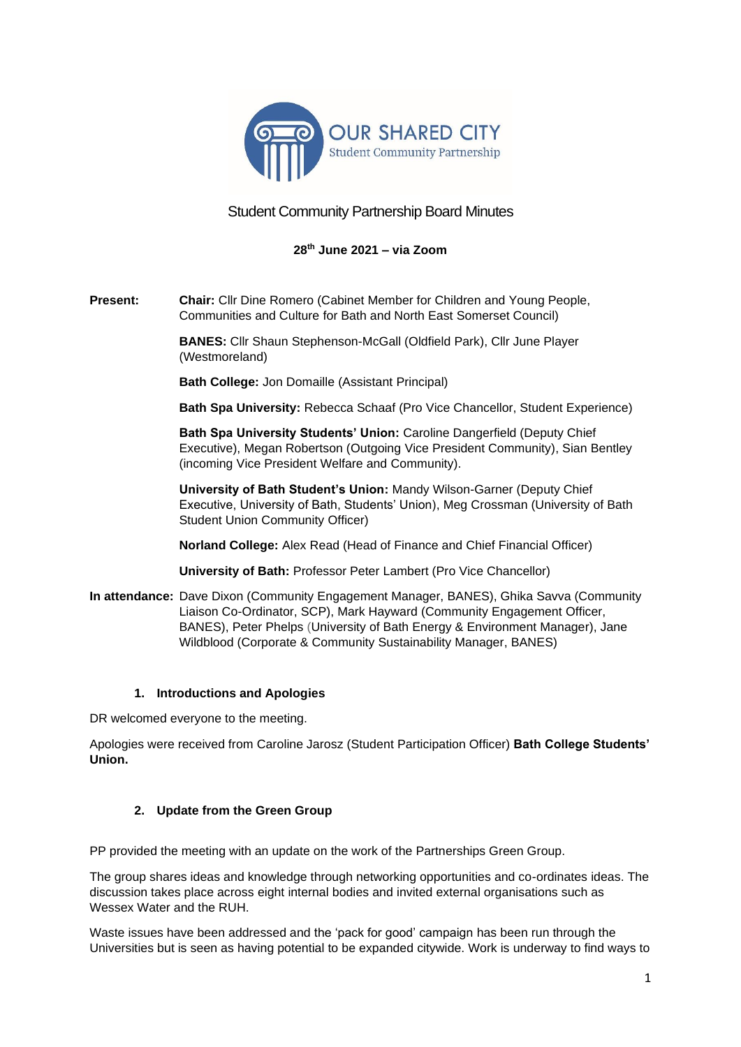OUR SHARED CITY
Student Community Partnership

# Student Community Partnership Board Minutes

**28th June 2021 – via Zoom**

**Present:** **Chair:** Cllr Dine Romero (Cabinet Member for Children and Young People, Communities and Culture for Bath and North East Somerset Council)

**BANES:** Cllr Shaun Stephenson-McGall (Oldfield Park), Cllr June Player (Westmoreland)

**Bath College:** Jon Domaille (Assistant Principal)

**Bath Spa University:** Rebecca Schaaf (Pro Vice Chancellor, Student Experience)

**Bath Spa University Students' Union:** Caroline Dangerfield (Deputy Chief Executive), Megan Robertson (Outgoing Vice President Community), Sian Bentley (incoming Vice President Welfare and Community).

**University of Bath Student's Union:** Mandy Wilson-Garner (Deputy Chief Executive, University of Bath, Students' Union), Meg Crossman (University of Bath Student Union Community Officer)

**Norland College:** Alex Read (Head of Finance and Chief Financial Officer)

**University of Bath:** Professor Peter Lambert (Pro Vice Chancellor)

**In attendance:** Dave Dixon (Community Engagement Manager, BANES), Ghika Savva (Community Liaison Co-Ordinator, SCP), Mark Hayward (Community Engagement Officer, BANES), Peter Phelps (University of Bath Energy & Environment Manager), Jane Wildblood (Corporate & Community Sustainability Manager, BANES)

## 1. Introductions and Apologies

DR welcomed everyone to the meeting.

Apologies were received from Caroline Jarosz (Student Participation Officer) **Bath College Students' Union.**

## 2. Update from the Green Group

PP provided the meeting with an update on the work of the Partnerships Green Group.

The group shares ideas and knowledge through networking opportunities and co-ordinates ideas. The discussion takes place across eight internal bodies and invited external organisations such as Wessex Water and the RUH.

Waste issues have been addressed and the 'pack for good' campaign has been run through the Universities but is seen as having potential to be expanded citywide. Work is underway to find ways to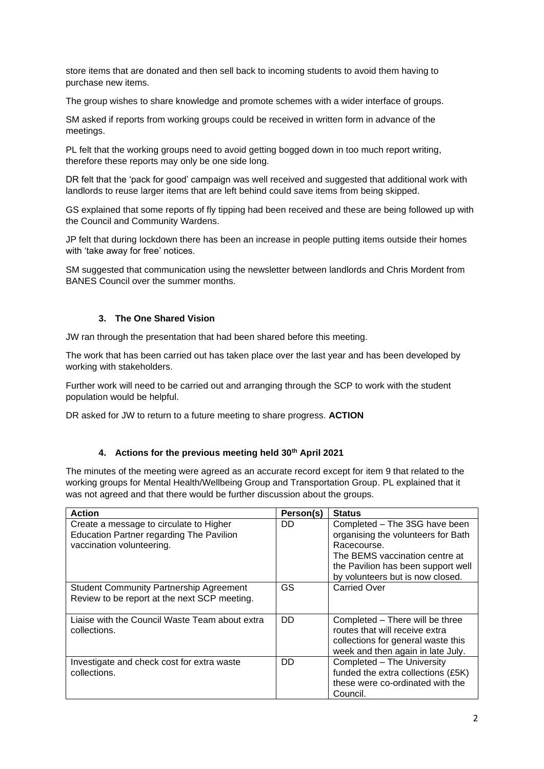store items that are donated and then sell back to incoming students to avoid them having to purchase new items.

The group wishes to share knowledge and promote schemes with a wider interface of groups.

SM asked if reports from working groups could be received in written form in advance of the meetings.

PL felt that the working groups need to avoid getting bogged down in too much report writing, therefore these reports may only be one side long.

DR felt that the 'pack for good' campaign was well received and suggested that additional work with landlords to reuse larger items that are left behind could save items from being skipped.

GS explained that some reports of fly tipping had been received and these are being followed up with the Council and Community Wardens.

JP felt that during lockdown there has been an increase in people putting items outside their homes with 'take away for free' notices.

SM suggested that communication using the newsletter between landlords and Chris Mordent from BANES Council over the summer months.

### 3. The One Shared Vision

JW ran through the presentation that had been shared before this meeting.

The work that has been carried out has taken place over the last year and has been developed by working with stakeholders.

Further work will need to be carried out and arranging through the SCP to work with the student population would be helpful.

DR asked for JW to return to a future meeting to share progress. **ACTION**

### 4. Actions for the previous meeting held 30th April 2021

The minutes of the meeting were agreed as an accurate record except for item 9 that related to the working groups for Mental Health/Wellbeing Group and Transportation Group. PL explained that it was not agreed and that there would be further discussion about the groups.

| Action | Person(s) | Status |
|---|---|---|
| Create a message to circulate to Higher Education Partner regarding The Pavilion vaccination volunteering. | DD | Completed – The 3SG have been organising the volunteers for Bath Racecourse. The BEMS vaccination centre at the Pavilion has been support well by volunteers but is now closed. |
| Student Community Partnership Agreement Review to be report at the next SCP meeting. | GS | Carried Over |
| Liaise with the Council Waste Team about extra collections. | DD | Completed – There will be three routes that will receive extra collections for general waste this week and then again in late July. |
| Investigate and check cost for extra waste collections. | DD | Completed – The University funded the extra collections (£5K) these were co-ordinated with the Council. |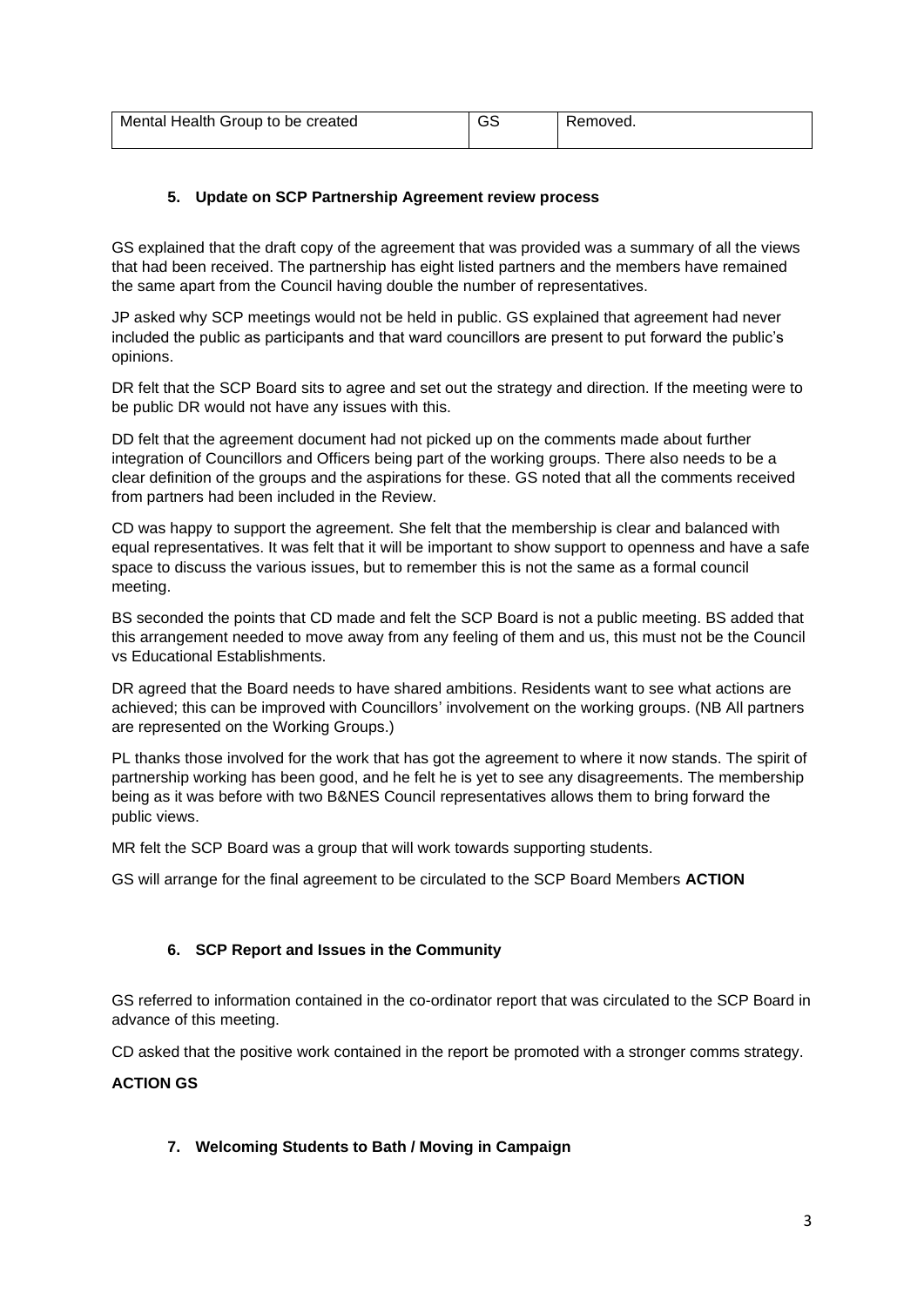| Mental Health Group to be created | GS | Removed. |
|---|---|---|

## 5. Update on SCP Partnership Agreement review process

GS explained that the draft copy of the agreement that was provided was a summary of all the views that had been received. The partnership has eight listed partners and the members have remained the same apart from the Council having double the number of representatives.

JP asked why SCP meetings would not be held in public. GS explained that agreement had never included the public as participants and that ward councillors are present to put forward the public's opinions.

DR felt that the SCP Board sits to agree and set out the strategy and direction. If the meeting were to be public DR would not have any issues with this.

DD felt that the agreement document had not picked up on the comments made about further integration of Councillors and Officers being part of the working groups. There also needs to be a clear definition of the groups and the aspirations for these. GS noted that all the comments received from partners had been included in the Review.

CD was happy to support the agreement. She felt that the membership is clear and balanced with equal representatives. It was felt that it will be important to show support to openness and have a safe space to discuss the various issues, but to remember this is not the same as a formal council meeting.

BS seconded the points that CD made and felt the SCP Board is not a public meeting. BS added that this arrangement needed to move away from any feeling of them and us, this must not be the Council vs Educational Establishments.

DR agreed that the Board needs to have shared ambitions. Residents want to see what actions are achieved; this can be improved with Councillors' involvement on the working groups. (NB All partners are represented on the Working Groups.)

PL thanks those involved for the work that has got the agreement to where it now stands. The spirit of partnership working has been good, and he felt he is yet to see any disagreements. The membership being as it was before with two B&NES Council representatives allows them to bring forward the public views.

MR felt the SCP Board was a group that will work towards supporting students.

GS will arrange for the final agreement to be circulated to the SCP Board Members **ACTION**

## 6. SCP Report and Issues in the Community

GS referred to information contained in the co-ordinator report that was circulated to the SCP Board in advance of this meeting.

CD asked that the positive work contained in the report be promoted with a stronger comms strategy.

**ACTION GS**

## 7. Welcoming Students to Bath / Moving in Campaign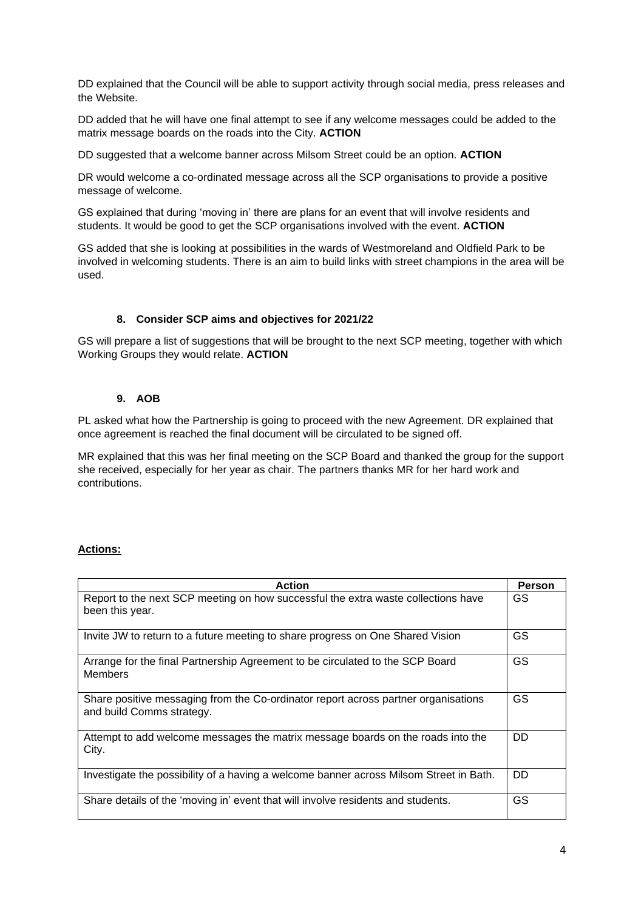DD explained that the Council will be able to support activity through social media, press releases and the Website.

DD added that he will have one final attempt to see if any welcome messages could be added to the matrix message boards on the roads into the City. **ACTION**

DD suggested that a welcome banner across Milsom Street could be an option. **ACTION**

DR would welcome a co-ordinated message across all the SCP organisations to provide a positive message of welcome.

GS explained that during 'moving in' there are plans for an event that will involve residents and students. It would be good to get the SCP organisations involved with the event. **ACTION**

GS added that she is looking at possibilities in the wards of Westmoreland and Oldfield Park to be involved in welcoming students. There is an aim to build links with street champions in the area will be used.

### 8. Consider SCP aims and objectives for 2021/22

GS will prepare a list of suggestions that will be brought to the next SCP meeting, together with which Working Groups they would relate. **ACTION**

### 9. AOB

PL asked what how the Partnership is going to proceed with the new Agreement. DR explained that once agreement is reached the final document will be circulated to be signed off.

MR explained that this was her final meeting on the SCP Board and thanked the group for the support she received, especially for her year as chair. The partners thanks MR for her hard work and contributions.

**Actions:**

| Action | Person |
|---|---|
| Report to the next SCP meeting on how successful the extra waste collections have been this year. | GS |
| Invite JW to return to a future meeting to share progress on One Shared Vision | GS |
| Arrange for the final Partnership Agreement to be circulated to the SCP Board Members | GS |
| Share positive messaging from the Co-ordinator report across partner organisations and build Comms strategy. | GS |
| Attempt to add welcome messages the matrix message boards on the roads into the City. | DD |
| Investigate the possibility of a having a welcome banner across Milsom Street in Bath. | DD |
| Share details of the 'moving in' event that will involve residents and students. | GS |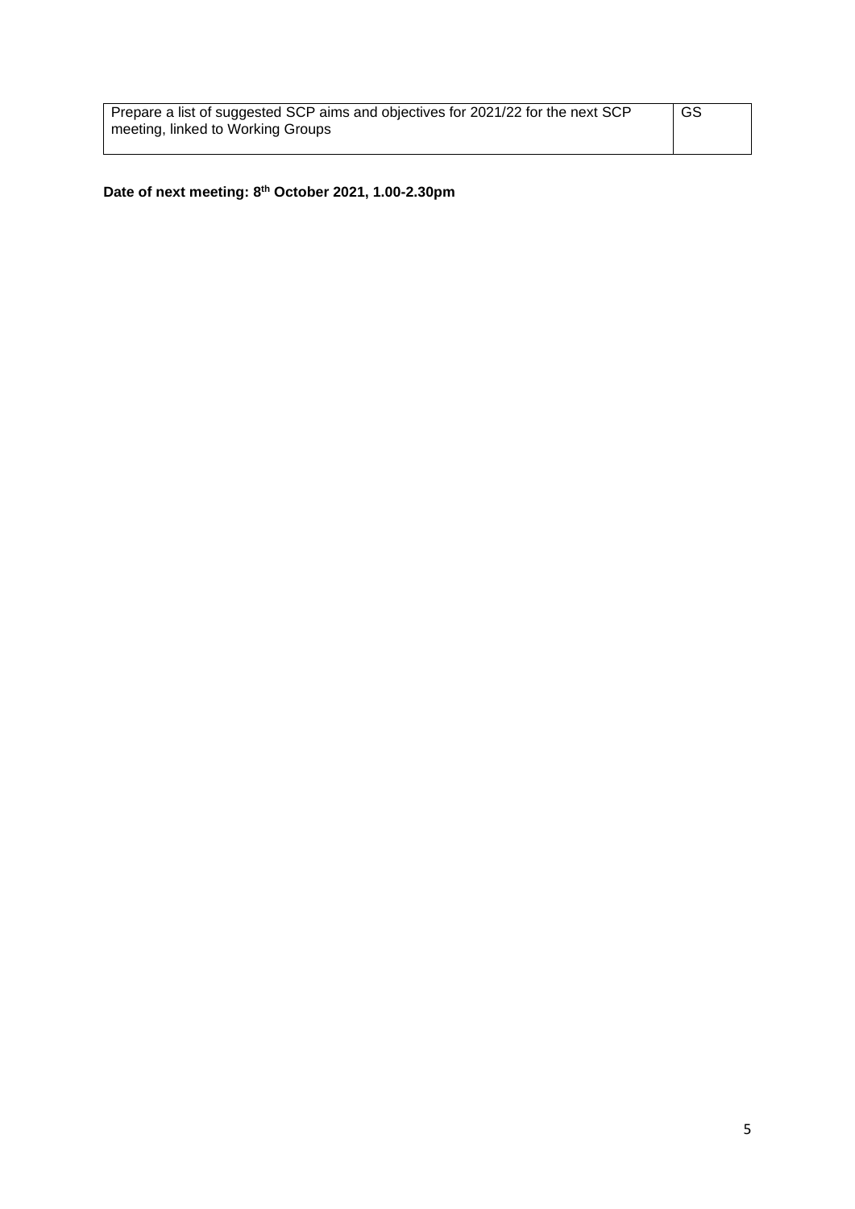| | |
|---|---|
| Prepare a list of suggested SCP aims and objectives for 2021/22 for the next SCP meeting, linked to Working Groups | GS |

**Date of next meeting: 8th October 2021, 1.00-2.30pm**